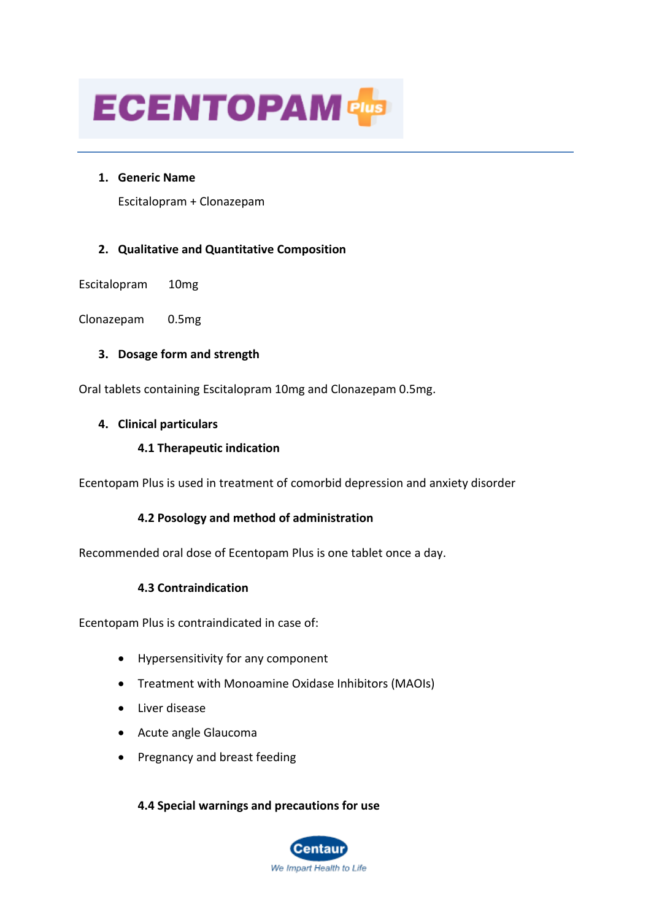# ECENTOPAM Plus

1. **Generic Name**

   Escitalopram + Clonazepam

2. **Qualitative and Quantitative Composition**

Escitalopram 10mg

Clonazepam 0.5mg

3. **Dosage form and strength**

Oral tablets containing Escitalopram 10mg and Clonazepam 0.5mg.

4. **Clinical particulars**

### 4.1 Therapeutic indication

Ecentopam Plus is used in treatment of comorbid depression and anxiety disorder

### 4.2 Posology and method of administration

Recommended oral dose of Ecentopam Plus is one tablet once a day.

### 4.3 Contraindication

Ecentopam Plus is contraindicated in case of:

- Hypersensitivity for any component
- Treatment with Monoamine Oxidase Inhibitors (MAOIs)
- Liver disease
- Acute angle Glaucoma
- Pregnancy and breast feeding

### 4.4 Special warnings and precautions for use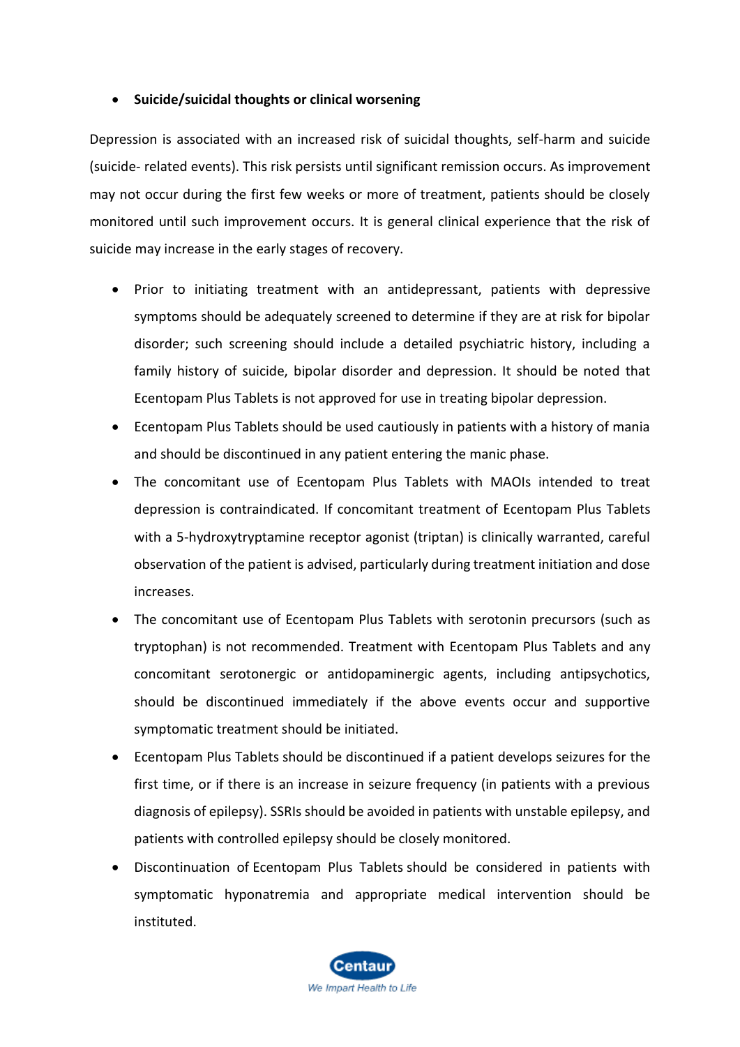- **Suicide/suicidal thoughts or clinical worsening**

Depression is associated with an increased risk of suicidal thoughts, self-harm and suicide (suicide- related events). This risk persists until significant remission occurs. As improvement may not occur during the first few weeks or more of treatment, patients should be closely monitored until such improvement occurs. It is general clinical experience that the risk of suicide may increase in the early stages of recovery.

- Prior to initiating treatment with an antidepressant, patients with depressive symptoms should be adequately screened to determine if they are at risk for bipolar disorder; such screening should include a detailed psychiatric history, including a family history of suicide, bipolar disorder and depression. It should be noted that Ecentopam Plus Tablets is not approved for use in treating bipolar depression.
- Ecentopam Plus Tablets should be used cautiously in patients with a history of mania and should be discontinued in any patient entering the manic phase.
- The concomitant use of Ecentopam Plus Tablets with MAOIs intended to treat depression is contraindicated. If concomitant treatment of Ecentopam Plus Tablets with a 5-hydroxytryptamine receptor agonist (triptan) is clinically warranted, careful observation of the patient is advised, particularly during treatment initiation and dose increases.
- The concomitant use of Ecentopam Plus Tablets with serotonin precursors (such as tryptophan) is not recommended. Treatment with Ecentopam Plus Tablets and any concomitant serotonergic or antidopaminergic agents, including antipsychotics, should be discontinued immediately if the above events occur and supportive symptomatic treatment should be initiated.
- Ecentopam Plus Tablets should be discontinued if a patient develops seizures for the first time, or if there is an increase in seizure frequency (in patients with a previous diagnosis of epilepsy). SSRIs should be avoided in patients with unstable epilepsy, and patients with controlled epilepsy should be closely monitored.
- Discontinuation of Ecentopam Plus Tablets should be considered in patients with symptomatic hyponatremia and appropriate medical intervention should be instituted.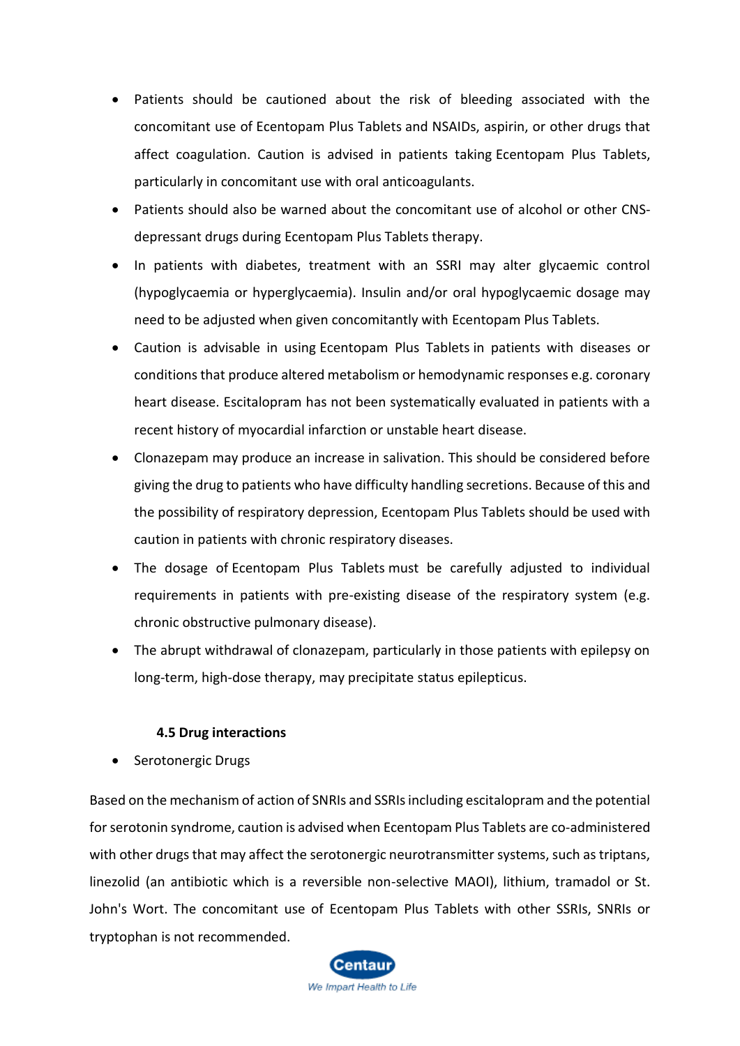- Patients should be cautioned about the risk of bleeding associated with the concomitant use of Ecentopam Plus Tablets and NSAIDs, aspirin, or other drugs that affect coagulation. Caution is advised in patients taking Ecentopam Plus Tablets, particularly in concomitant use with oral anticoagulants.
- Patients should also be warned about the concomitant use of alcohol or other CNS-depressant drugs during Ecentopam Plus Tablets therapy.
- In patients with diabetes, treatment with an SSRI may alter glycaemic control (hypoglycaemia or hyperglycaemia). Insulin and/or oral hypoglycaemic dosage may need to be adjusted when given concomitantly with Ecentopam Plus Tablets.
- Caution is advisable in using Ecentopam Plus Tablets in patients with diseases or conditions that produce altered metabolism or hemodynamic responses e.g. coronary heart disease. Escitalopram has not been systematically evaluated in patients with a recent history of myocardial infarction or unstable heart disease.
- Clonazepam may produce an increase in salivation. This should be considered before giving the drug to patients who have difficulty handling secretions. Because of this and the possibility of respiratory depression, Ecentopam Plus Tablets should be used with caution in patients with chronic respiratory diseases.
- The dosage of Ecentopam Plus Tablets must be carefully adjusted to individual requirements in patients with pre-existing disease of the respiratory system (e.g. chronic obstructive pulmonary disease).
- The abrupt withdrawal of clonazepam, particularly in those patients with epilepsy on long-term, high-dose therapy, may precipitate status epilepticus.

### 4.5 Drug interactions

- Serotonergic Drugs

Based on the mechanism of action of SNRIs and SSRIs including escitalopram and the potential for serotonin syndrome, caution is advised when Ecentopam Plus Tablets are co-administered with other drugs that may affect the serotonergic neurotransmitter systems, such as triptans, linezolid (an antibiotic which is a reversible non-selective MAOI), lithium, tramadol or St. John's Wort. The concomitant use of Ecentopam Plus Tablets with other SSRIs, SNRIs or tryptophan is not recommended.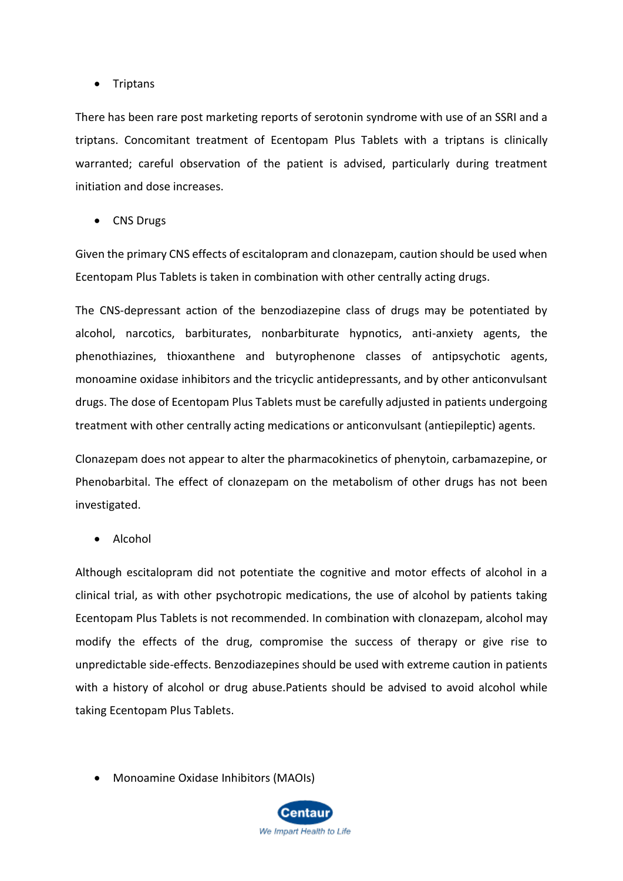- Triptans

There has been rare post marketing reports of serotonin syndrome with use of an SSRI and a triptans. Concomitant treatment of Ecentopam Plus Tablets with a triptans is clinically warranted; careful observation of the patient is advised, particularly during treatment initiation and dose increases.

- CNS Drugs

Given the primary CNS effects of escitalopram and clonazepam, caution should be used when Ecentopam Plus Tablets is taken in combination with other centrally acting drugs.

The CNS-depressant action of the benzodiazepine class of drugs may be potentiated by alcohol, narcotics, barbiturates, nonbarbiturate hypnotics, anti-anxiety agents, the phenothiazines, thioxanthene and butyrophenone classes of antipsychotic agents, monoamine oxidase inhibitors and the tricyclic antidepressants, and by other anticonvulsant drugs. The dose of Ecentopam Plus Tablets must be carefully adjusted in patients undergoing treatment with other centrally acting medications or anticonvulsant (antiepileptic) agents.

Clonazepam does not appear to alter the pharmacokinetics of phenytoin, carbamazepine, or Phenobarbital. The effect of clonazepam on the metabolism of other drugs has not been investigated.

- Alcohol

Although escitalopram did not potentiate the cognitive and motor effects of alcohol in a clinical trial, as with other psychotropic medications, the use of alcohol by patients taking Ecentopam Plus Tablets is not recommended. In combination with clonazepam, alcohol may modify the effects of the drug, compromise the success of therapy or give rise to unpredictable side-effects. Benzodiazepines should be used with extreme caution in patients with a history of alcohol or drug abuse.Patients should be advised to avoid alcohol while taking Ecentopam Plus Tablets.

- Monoamine Oxidase Inhibitors (MAOIs)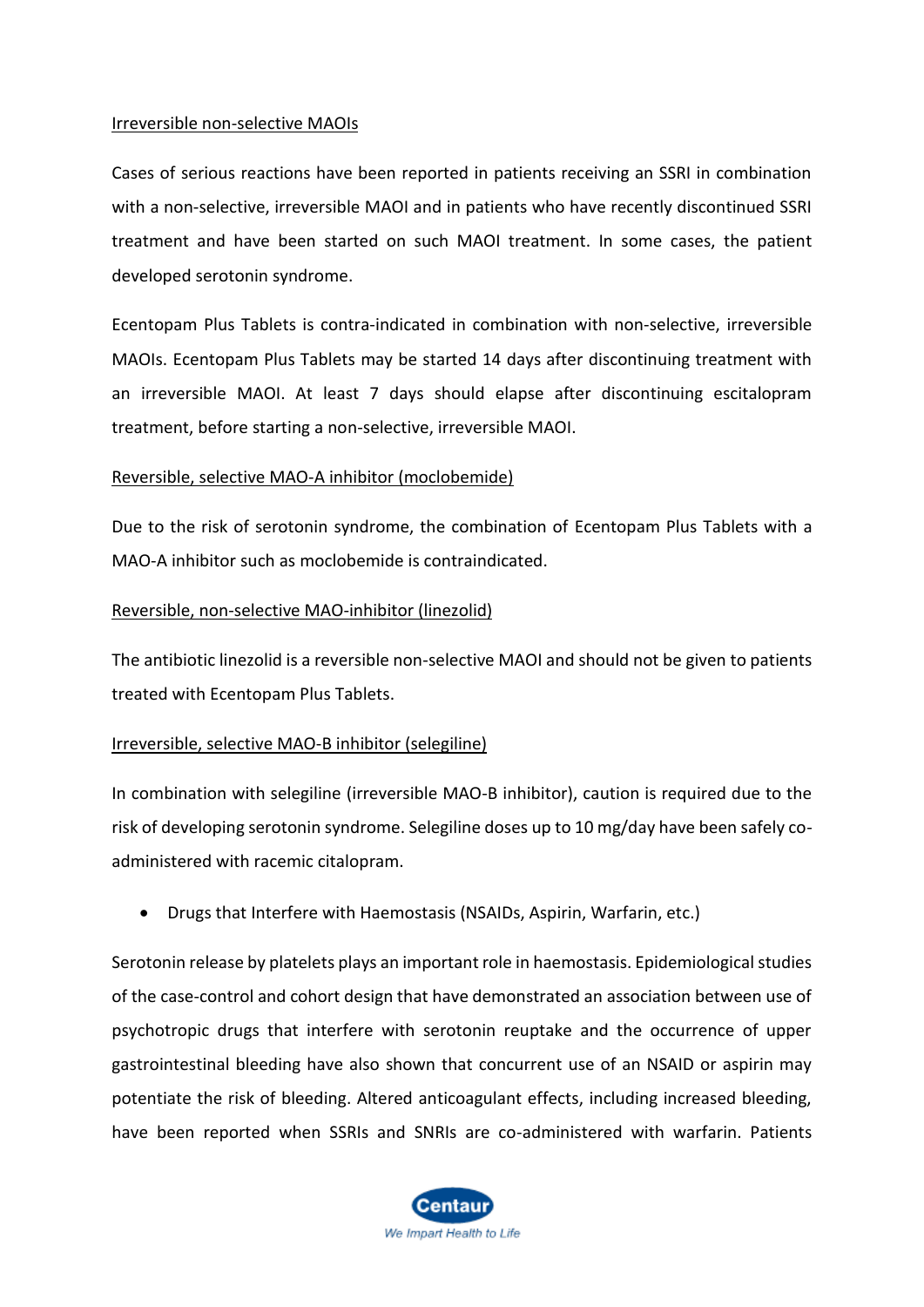Irreversible non-selective MAOIs

Cases of serious reactions have been reported in patients receiving an SSRI in combination with a non-selective, irreversible MAOI and in patients who have recently discontinued SSRI treatment and have been started on such MAOI treatment. In some cases, the patient developed serotonin syndrome.

Ecentopam Plus Tablets is contra-indicated in combination with non-selective, irreversible MAOIs. Ecentopam Plus Tablets may be started 14 days after discontinuing treatment with an irreversible MAOI. At least 7 days should elapse after discontinuing escitalopram treatment, before starting a non-selective, irreversible MAOI.

Reversible, selective MAO-A inhibitor (moclobemide)

Due to the risk of serotonin syndrome, the combination of Ecentopam Plus Tablets with a MAO-A inhibitor such as moclobemide is contraindicated.

Reversible, non-selective MAO-inhibitor (linezolid)

The antibiotic linezolid is a reversible non-selective MAOI and should not be given to patients treated with Ecentopam Plus Tablets.

Irreversible, selective MAO-B inhibitor (selegiline)

In combination with selegiline (irreversible MAO-B inhibitor), caution is required due to the risk of developing serotonin syndrome. Selegiline doses up to 10 mg/day have been safely co-administered with racemic citalopram.

- Drugs that Interfere with Haemostasis (NSAIDs, Aspirin, Warfarin, etc.)

Serotonin release by platelets plays an important role in haemostasis. Epidemiological studies of the case-control and cohort design that have demonstrated an association between use of psychotropic drugs that interfere with serotonin reuptake and the occurrence of upper gastrointestinal bleeding have also shown that concurrent use of an NSAID or aspirin may potentiate the risk of bleeding. Altered anticoagulant effects, including increased bleeding, have been reported when SSRIs and SNRIs are co-administered with warfarin. Patients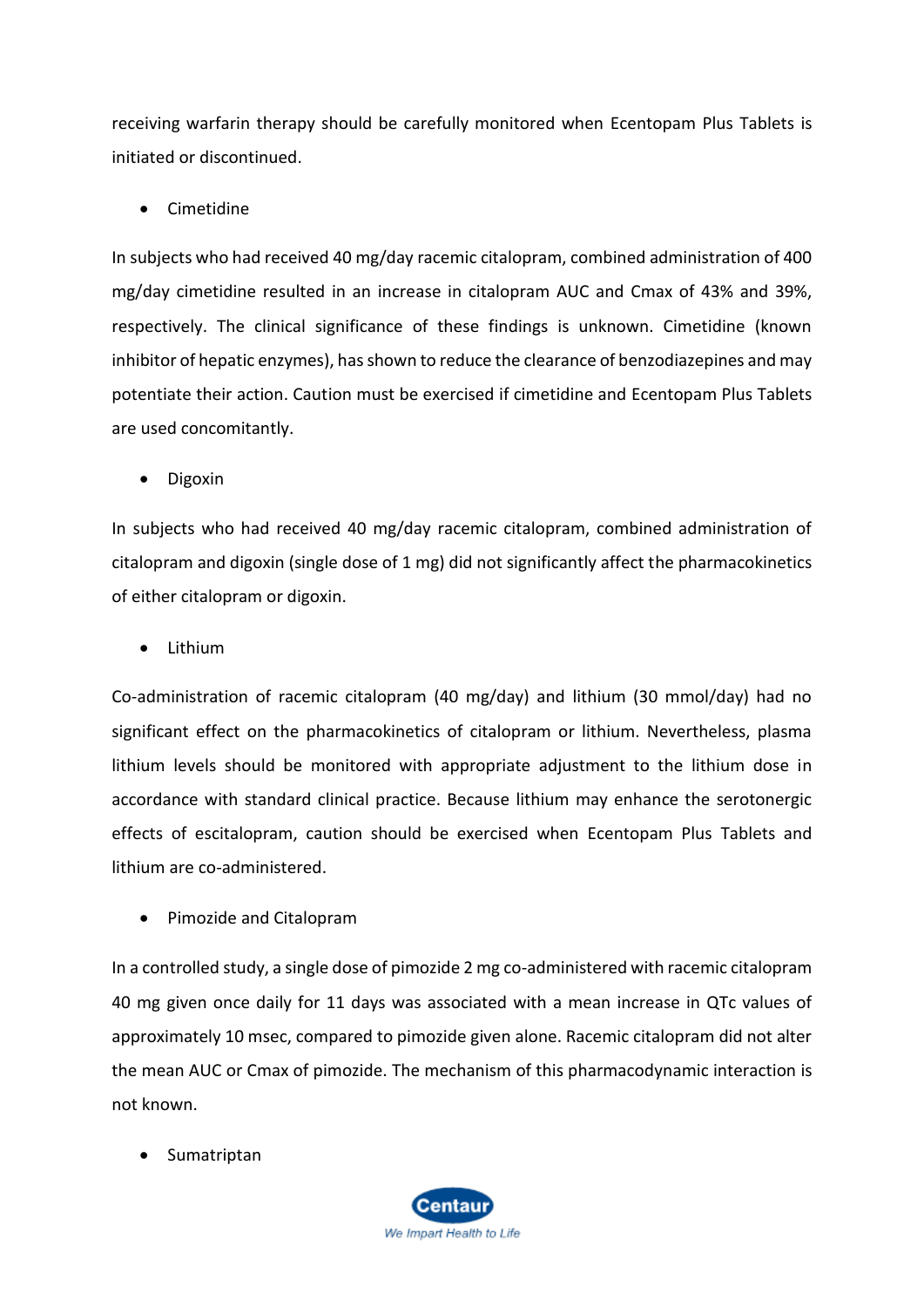receiving warfarin therapy should be carefully monitored when Ecentopam Plus Tablets is initiated or discontinued.

- Cimetidine

In subjects who had received 40 mg/day racemic citalopram, combined administration of 400 mg/day cimetidine resulted in an increase in citalopram AUC and Cmax of 43% and 39%, respectively. The clinical significance of these findings is unknown. Cimetidine (known inhibitor of hepatic enzymes), has shown to reduce the clearance of benzodiazepines and may potentiate their action. Caution must be exercised if cimetidine and Ecentopam Plus Tablets are used concomitantly.

- Digoxin

In subjects who had received 40 mg/day racemic citalopram, combined administration of citalopram and digoxin (single dose of 1 mg) did not significantly affect the pharmacokinetics of either citalopram or digoxin.

- Lithium

Co-administration of racemic citalopram (40 mg/day) and lithium (30 mmol/day) had no significant effect on the pharmacokinetics of citalopram or lithium. Nevertheless, plasma lithium levels should be monitored with appropriate adjustment to the lithium dose in accordance with standard clinical practice. Because lithium may enhance the serotonergic effects of escitalopram, caution should be exercised when Ecentopam Plus Tablets and lithium are co-administered.

- Pimozide and Citalopram

In a controlled study, a single dose of pimozide 2 mg co-administered with racemic citalopram 40 mg given once daily for 11 days was associated with a mean increase in QTc values of approximately 10 msec, compared to pimozide given alone. Racemic citalopram did not alter the mean AUC or Cmax of pimozide. The mechanism of this pharmacodynamic interaction is not known.

- Sumatriptan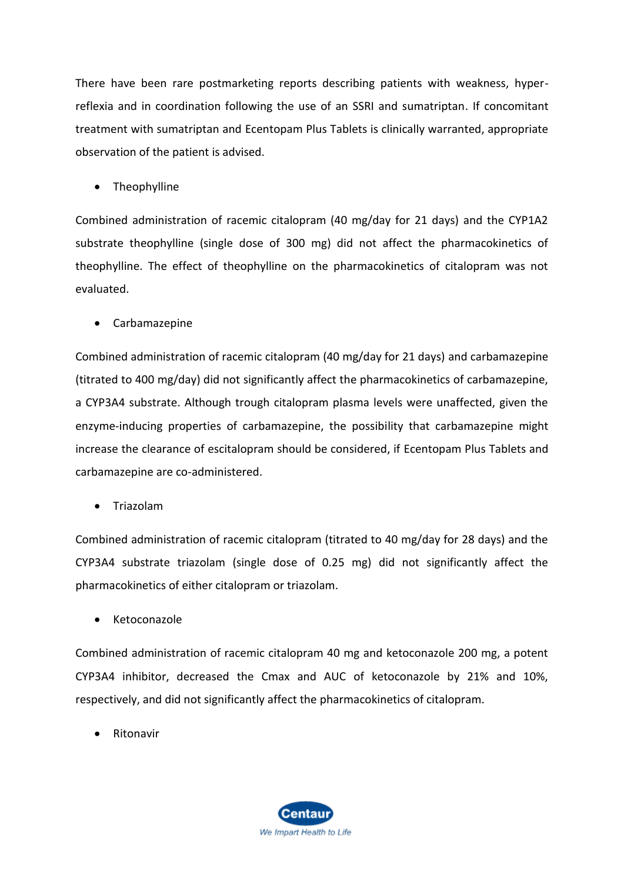There have been rare postmarketing reports describing patients with weakness, hyper-reflexia and in coordination following the use of an SSRI and sumatriptan. If concomitant treatment with sumatriptan and Ecentopam Plus Tablets is clinically warranted, appropriate observation of the patient is advised.

- Theophylline

Combined administration of racemic citalopram (40 mg/day for 21 days) and the CYP1A2 substrate theophylline (single dose of 300 mg) did not affect the pharmacokinetics of theophylline. The effect of theophylline on the pharmacokinetics of citalopram was not evaluated.

- Carbamazepine

Combined administration of racemic citalopram (40 mg/day for 21 days) and carbamazepine (titrated to 400 mg/day) did not significantly affect the pharmacokinetics of carbamazepine, a CYP3A4 substrate. Although trough citalopram plasma levels were unaffected, given the enzyme-inducing properties of carbamazepine, the possibility that carbamazepine might increase the clearance of escitalopram should be considered, if Ecentopam Plus Tablets and carbamazepine are co-administered.

- Triazolam

Combined administration of racemic citalopram (titrated to 40 mg/day for 28 days) and the CYP3A4 substrate triazolam (single dose of 0.25 mg) did not significantly affect the pharmacokinetics of either citalopram or triazolam.

- Ketoconazole

Combined administration of racemic citalopram 40 mg and ketoconazole 200 mg, a potent CYP3A4 inhibitor, decreased the Cmax and AUC of ketoconazole by 21% and 10%, respectively, and did not significantly affect the pharmacokinetics of citalopram.

- Ritonavir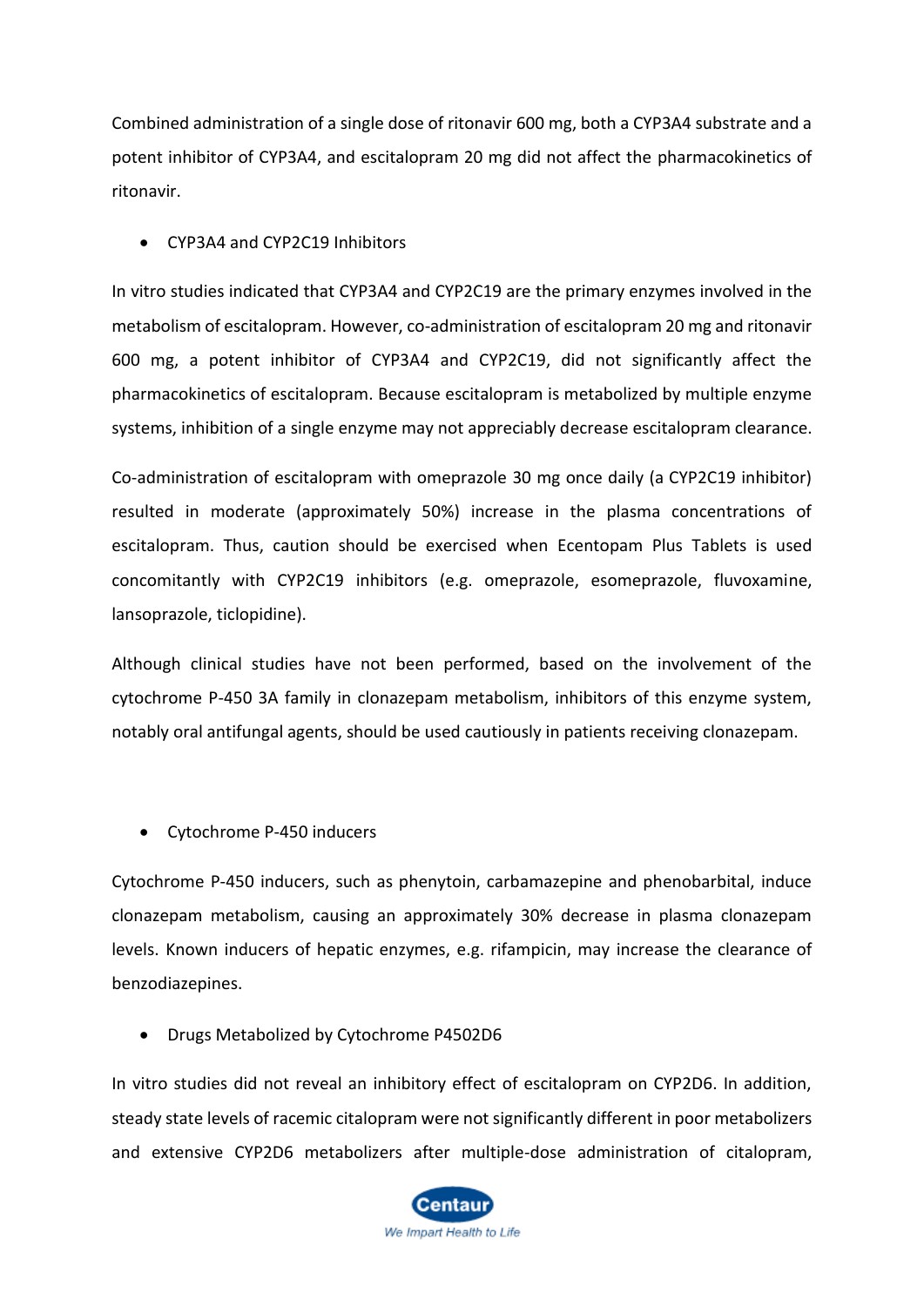Combined administration of a single dose of ritonavir 600 mg, both a CYP3A4 substrate and a potent inhibitor of CYP3A4, and escitalopram 20 mg did not affect the pharmacokinetics of ritonavir.

- CYP3A4 and CYP2C19 Inhibitors

In vitro studies indicated that CYP3A4 and CYP2C19 are the primary enzymes involved in the metabolism of escitalopram. However, co-administration of escitalopram 20 mg and ritonavir 600 mg, a potent inhibitor of CYP3A4 and CYP2C19, did not significantly affect the pharmacokinetics of escitalopram. Because escitalopram is metabolized by multiple enzyme systems, inhibition of a single enzyme may not appreciably decrease escitalopram clearance.

Co-administration of escitalopram with omeprazole 30 mg once daily (a CYP2C19 inhibitor) resulted in moderate (approximately 50%) increase in the plasma concentrations of escitalopram. Thus, caution should be exercised when Ecentopam Plus Tablets is used concomitantly with CYP2C19 inhibitors (e.g. omeprazole, esomeprazole, fluvoxamine, lansoprazole, ticlopidine).

Although clinical studies have not been performed, based on the involvement of the cytochrome P-450 3A family in clonazepam metabolism, inhibitors of this enzyme system, notably oral antifungal agents, should be used cautiously in patients receiving clonazepam.

- Cytochrome P-450 inducers

Cytochrome P-450 inducers, such as phenytoin, carbamazepine and phenobarbital, induce clonazepam metabolism, causing an approximately 30% decrease in plasma clonazepam levels. Known inducers of hepatic enzymes, e.g. rifampicin, may increase the clearance of benzodiazepines.

- Drugs Metabolized by Cytochrome P4502D6

In vitro studies did not reveal an inhibitory effect of escitalopram on CYP2D6. In addition, steady state levels of racemic citalopram were not significantly different in poor metabolizers and extensive CYP2D6 metabolizers after multiple-dose administration of citalopram,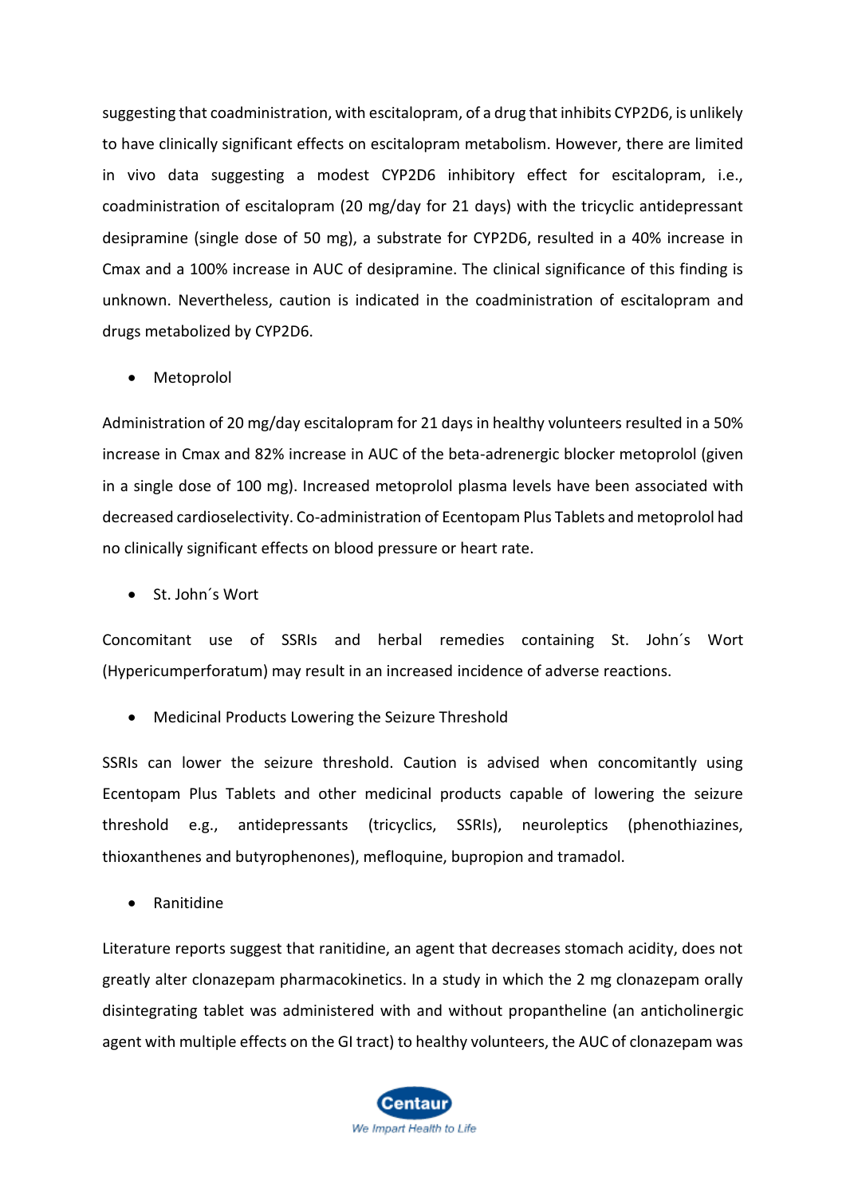suggesting that coadministration, with escitalopram, of a drug that inhibits CYP2D6, is unlikely to have clinically significant effects on escitalopram metabolism. However, there are limited in vivo data suggesting a modest CYP2D6 inhibitory effect for escitalopram, i.e., coadministration of escitalopram (20 mg/day for 21 days) with the tricyclic antidepressant desipramine (single dose of 50 mg), a substrate for CYP2D6, resulted in a 40% increase in Cmax and a 100% increase in AUC of desipramine. The clinical significance of this finding is unknown. Nevertheless, caution is indicated in the coadministration of escitalopram and drugs metabolized by CYP2D6.

- Metoprolol

Administration of 20 mg/day escitalopram for 21 days in healthy volunteers resulted in a 50% increase in Cmax and 82% increase in AUC of the beta-adrenergic blocker metoprolol (given in a single dose of 100 mg). Increased metoprolol plasma levels have been associated with decreased cardioselectivity. Co-administration of Ecentopam Plus Tablets and metoprolol had no clinically significant effects on blood pressure or heart rate.

- St. John´s Wort

Concomitant use of SSRIs and herbal remedies containing St. John´s Wort (Hypericumperforatum) may result in an increased incidence of adverse reactions.

- Medicinal Products Lowering the Seizure Threshold

SSRIs can lower the seizure threshold. Caution is advised when concomitantly using Ecentopam Plus Tablets and other medicinal products capable of lowering the seizure threshold e.g., antidepressants (tricyclics, SSRIs), neuroleptics (phenothiazines, thioxanthenes and butyrophenones), mefloquine, bupropion and tramadol.

- Ranitidine

Literature reports suggest that ranitidine, an agent that decreases stomach acidity, does not greatly alter clonazepam pharmacokinetics. In a study in which the 2 mg clonazepam orally disintegrating tablet was administered with and without propantheline (an anticholinergic agent with multiple effects on the GI tract) to healthy volunteers, the AUC of clonazepam was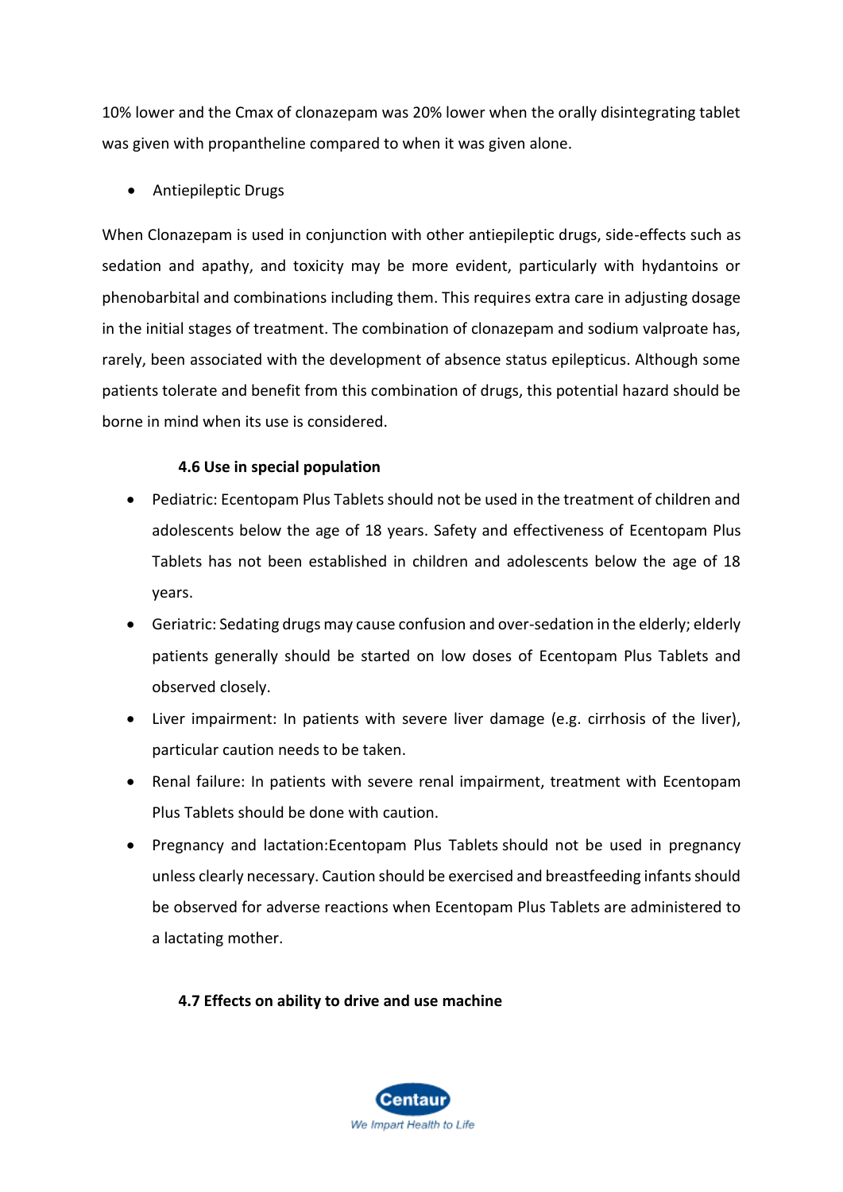10% lower and the Cmax of clonazepam was 20% lower when the orally disintegrating tablet was given with propantheline compared to when it was given alone.

- Antiepileptic Drugs

When Clonazepam is used in conjunction with other antiepileptic drugs, side-effects such as sedation and apathy, and toxicity may be more evident, particularly with hydantoins or phenobarbital and combinations including them. This requires extra care in adjusting dosage in the initial stages of treatment. The combination of clonazepam and sodium valproate has, rarely, been associated with the development of absence status epilepticus. Although some patients tolerate and benefit from this combination of drugs, this potential hazard should be borne in mind when its use is considered.

### 4.6 Use in special population

- Pediatric: Ecentopam Plus Tablets should not be used in the treatment of children and adolescents below the age of 18 years. Safety and effectiveness of Ecentopam Plus Tablets has not been established in children and adolescents below the age of 18 years.
- Geriatric: Sedating drugs may cause confusion and over-sedation in the elderly; elderly patients generally should be started on low doses of Ecentopam Plus Tablets and observed closely.
- Liver impairment: In patients with severe liver damage (e.g. cirrhosis of the liver), particular caution needs to be taken.
- Renal failure: In patients with severe renal impairment, treatment with Ecentopam Plus Tablets should be done with caution.
- Pregnancy and lactation:Ecentopam Plus Tablets should not be used in pregnancy unless clearly necessary. Caution should be exercised and breastfeeding infants should be observed for adverse reactions when Ecentopam Plus Tablets are administered to a lactating mother.

### 4.7 Effects on ability to drive and use machine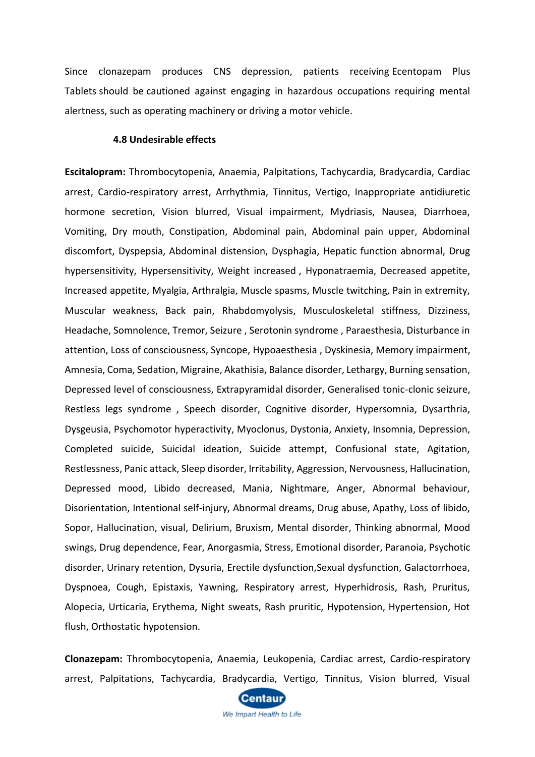Since clonazepam produces CNS depression, patients receiving Ecentopam Plus Tablets should be cautioned against engaging in hazardous occupations requiring mental alertness, such as operating machinery or driving a motor vehicle.

### 4.8 Undesirable effects

**Escitalopram:** Thrombocytopenia, Anaemia, Palpitations, Tachycardia, Bradycardia, Cardiac arrest, Cardio-respiratory arrest, Arrhythmia, Tinnitus, Vertigo, Inappropriate antidiuretic hormone secretion, Vision blurred, Visual impairment, Mydriasis, Nausea, Diarrhoea, Vomiting, Dry mouth, Constipation, Abdominal pain, Abdominal pain upper, Abdominal discomfort, Dyspepsia, Abdominal distension, Dysphagia, Hepatic function abnormal, Drug hypersensitivity, Hypersensitivity, Weight increased , Hyponatraemia, Decreased appetite, Increased appetite, Myalgia, Arthralgia, Muscle spasms, Muscle twitching, Pain in extremity, Muscular weakness, Back pain, Rhabdomyolysis, Musculoskeletal stiffness, Dizziness, Headache, Somnolence, Tremor, Seizure , Serotonin syndrome , Paraesthesia, Disturbance in attention, Loss of consciousness, Syncope, Hypoaesthesia , Dyskinesia, Memory impairment, Amnesia, Coma, Sedation, Migraine, Akathisia, Balance disorder, Lethargy, Burning sensation, Depressed level of consciousness, Extrapyramidal disorder, Generalised tonic-clonic seizure, Restless legs syndrome , Speech disorder, Cognitive disorder, Hypersomnia, Dysarthria, Dysgeusia, Psychomotor hyperactivity, Myoclonus, Dystonia, Anxiety, Insomnia, Depression, Completed suicide, Suicidal ideation, Suicide attempt, Confusional state, Agitation, Restlessness, Panic attack, Sleep disorder, Irritability, Aggression, Nervousness, Hallucination, Depressed mood, Libido decreased, Mania, Nightmare, Anger, Abnormal behaviour, Disorientation, Intentional self-injury, Abnormal dreams, Drug abuse, Apathy, Loss of libido, Sopor, Hallucination, visual, Delirium, Bruxism, Mental disorder, Thinking abnormal, Mood swings, Drug dependence, Fear, Anorgasmia, Stress, Emotional disorder, Paranoia, Psychotic disorder, Urinary retention, Dysuria, Erectile dysfunction,Sexual dysfunction, Galactorrhoea, Dyspnoea, Cough, Epistaxis, Yawning, Respiratory arrest, Hyperhidrosis, Rash, Pruritus, Alopecia, Urticaria, Erythema, Night sweats, Rash pruritic, Hypotension, Hypertension, Hot flush, Orthostatic hypotension.

**Clonazepam:** Thrombocytopenia, Anaemia, Leukopenia, Cardiac arrest, Cardio-respiratory arrest, Palpitations, Tachycardia, Bradycardia, Vertigo, Tinnitus, Vision blurred, Visual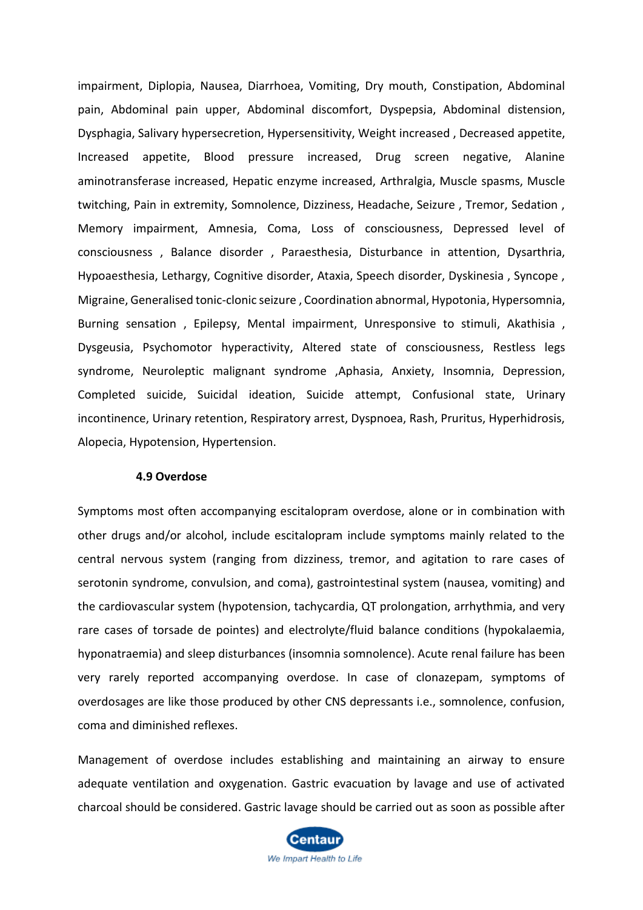impairment, Diplopia, Nausea, Diarrhoea, Vomiting, Dry mouth, Constipation, Abdominal pain, Abdominal pain upper, Abdominal discomfort, Dyspepsia, Abdominal distension, Dysphagia, Salivary hypersecretion, Hypersensitivity, Weight increased , Decreased appetite, Increased appetite, Blood pressure increased, Drug screen negative, Alanine aminotransferase increased, Hepatic enzyme increased, Arthralgia, Muscle spasms, Muscle twitching, Pain in extremity, Somnolence, Dizziness, Headache, Seizure , Tremor, Sedation , Memory impairment, Amnesia, Coma, Loss of consciousness, Depressed level of consciousness , Balance disorder , Paraesthesia, Disturbance in attention, Dysarthria, Hypoaesthesia, Lethargy, Cognitive disorder, Ataxia, Speech disorder, Dyskinesia , Syncope , Migraine, Generalised tonic-clonic seizure , Coordination abnormal, Hypotonia, Hypersomnia, Burning sensation , Epilepsy, Mental impairment, Unresponsive to stimuli, Akathisia , Dysgeusia, Psychomotor hyperactivity, Altered state of consciousness, Restless legs syndrome, Neuroleptic malignant syndrome ,Aphasia, Anxiety, Insomnia, Depression, Completed suicide, Suicidal ideation, Suicide attempt, Confusional state, Urinary incontinence, Urinary retention, Respiratory arrest, Dyspnoea, Rash, Pruritus, Hyperhidrosis, Alopecia, Hypotension, Hypertension.

### 4.9 Overdose

Symptoms most often accompanying escitalopram overdose, alone or in combination with other drugs and/or alcohol, include escitalopram include symptoms mainly related to the central nervous system (ranging from dizziness, tremor, and agitation to rare cases of serotonin syndrome, convulsion, and coma), gastrointestinal system (nausea, vomiting) and the cardiovascular system (hypotension, tachycardia, QT prolongation, arrhythmia, and very rare cases of torsade de pointes) and electrolyte/fluid balance conditions (hypokalaemia, hyponatraemia) and sleep disturbances (insomnia somnolence). Acute renal failure has been very rarely reported accompanying overdose. In case of clonazepam, symptoms of overdosages are like those produced by other CNS depressants i.e., somnolence, confusion, coma and diminished reflexes.

Management of overdose includes establishing and maintaining an airway to ensure adequate ventilation and oxygenation. Gastric evacuation by lavage and use of activated charcoal should be considered. Gastric lavage should be carried out as soon as possible after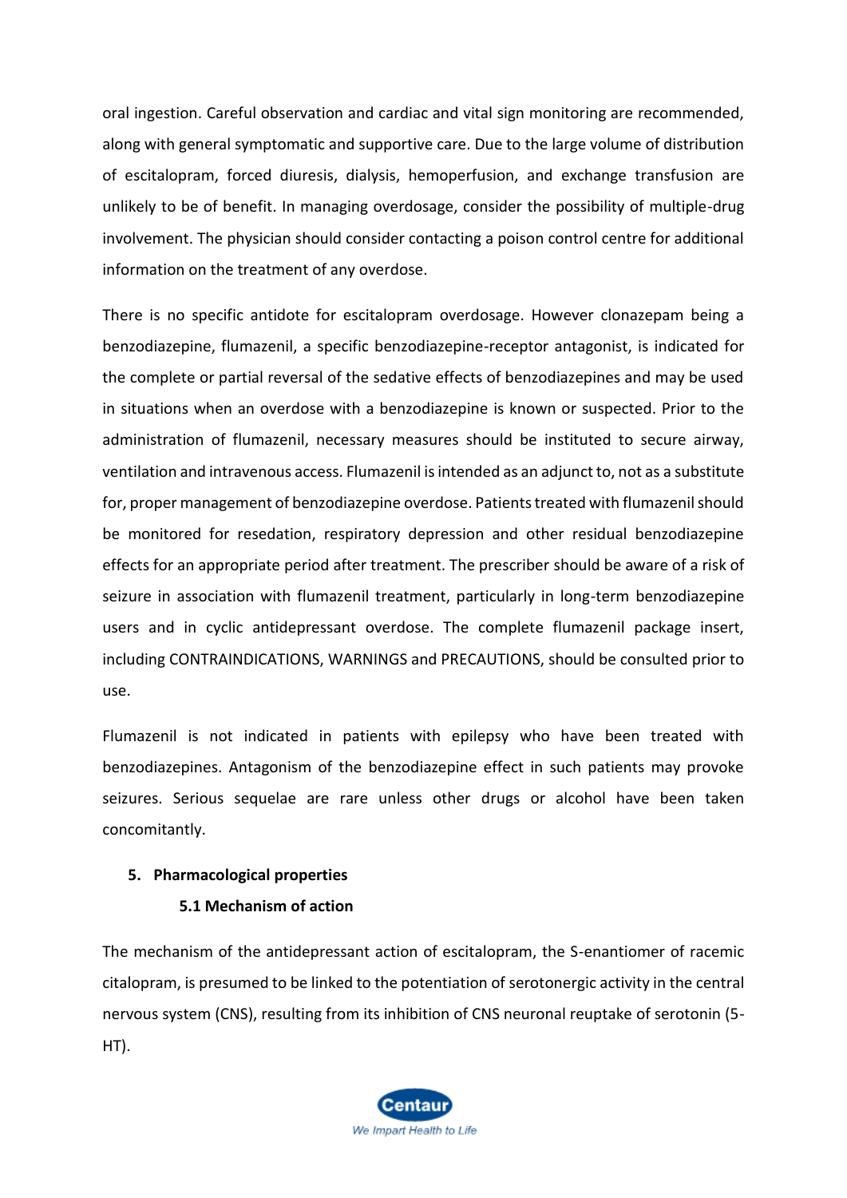oral ingestion. Careful observation and cardiac and vital sign monitoring are recommended, along with general symptomatic and supportive care. Due to the large volume of distribution of escitalopram, forced diuresis, dialysis, hemoperfusion, and exchange transfusion are unlikely to be of benefit. In managing overdosage, consider the possibility of multiple-drug involvement. The physician should consider contacting a poison control centre for additional information on the treatment of any overdose.

There is no specific antidote for escitalopram overdosage. However clonazepam being a benzodiazepine, flumazenil, a specific benzodiazepine-receptor antagonist, is indicated for the complete or partial reversal of the sedative effects of benzodiazepines and may be used in situations when an overdose with a benzodiazepine is known or suspected. Prior to the administration of flumazenil, necessary measures should be instituted to secure airway, ventilation and intravenous access. Flumazenil is intended as an adjunct to, not as a substitute for, proper management of benzodiazepine overdose. Patients treated with flumazenil should be monitored for resedation, respiratory depression and other residual benzodiazepine effects for an appropriate period after treatment. The prescriber should be aware of a risk of seizure in association with flumazenil treatment, particularly in long-term benzodiazepine users and in cyclic antidepressant overdose. The complete flumazenil package insert, including CONTRAINDICATIONS, WARNINGS and PRECAUTIONS, should be consulted prior to use.

Flumazenil is not indicated in patients with epilepsy who have been treated with benzodiazepines. Antagonism of the benzodiazepine effect in such patients may provoke seizures. Serious sequelae are rare unless other drugs or alcohol have been taken concomitantly.

## 5. Pharmacological properties

### 5.1 Mechanism of action

The mechanism of the antidepressant action of escitalopram, the S-enantiomer of racemic citalopram, is presumed to be linked to the potentiation of serotonergic activity in the central nervous system (CNS), resulting from its inhibition of CNS neuronal reuptake of serotonin (5-HT).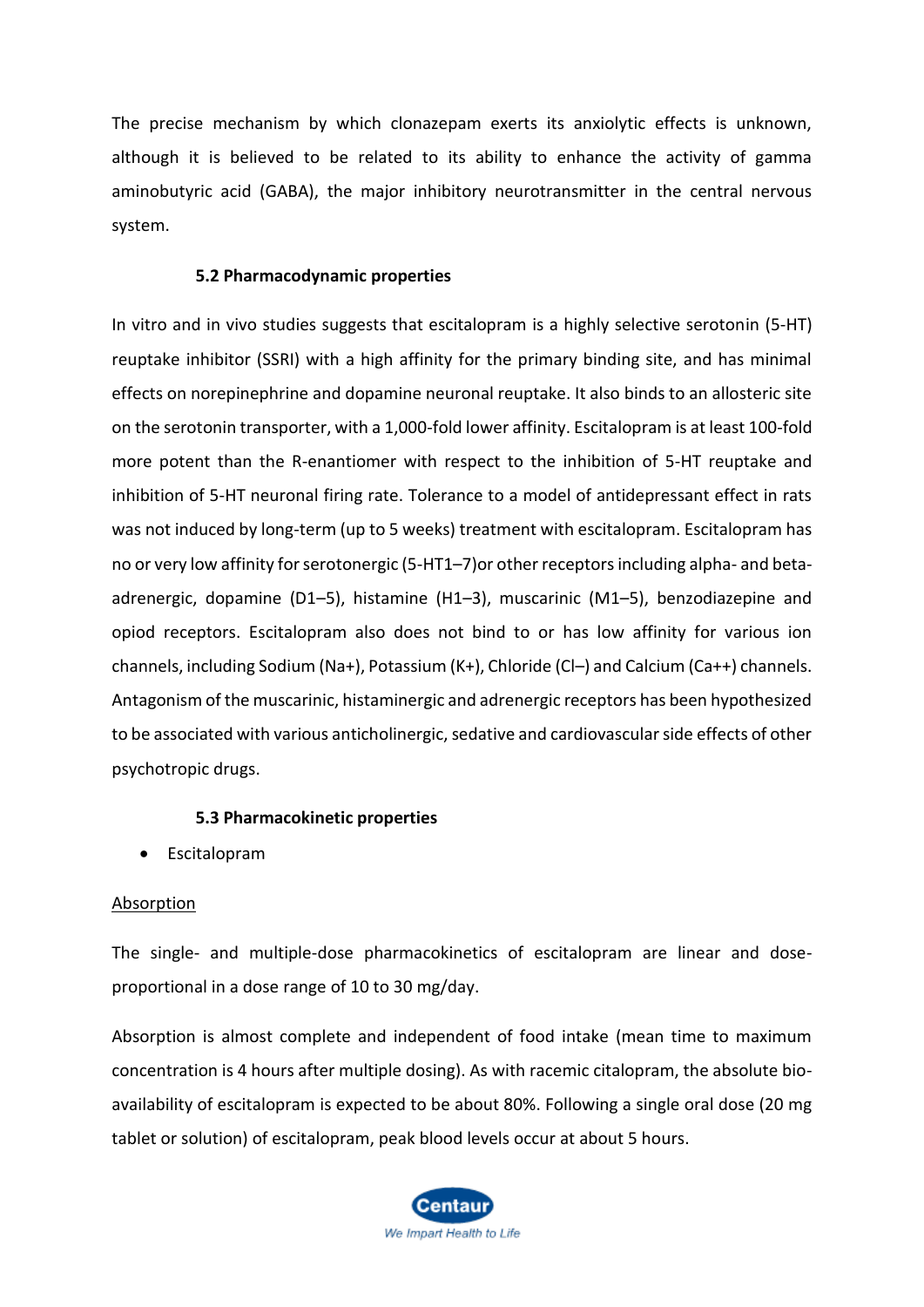The precise mechanism by which clonazepam exerts its anxiolytic effects is unknown, although it is believed to be related to its ability to enhance the activity of gamma aminobutyric acid (GABA), the major inhibitory neurotransmitter in the central nervous system.

### 5.2 Pharmacodynamic properties

In vitro and in vivo studies suggests that escitalopram is a highly selective serotonin (5-HT) reuptake inhibitor (SSRI) with a high affinity for the primary binding site, and has minimal effects on norepinephrine and dopamine neuronal reuptake. It also binds to an allosteric site on the serotonin transporter, with a 1,000-fold lower affinity. Escitalopram is at least 100-fold more potent than the R-enantiomer with respect to the inhibition of 5-HT reuptake and inhibition of 5-HT neuronal firing rate. Tolerance to a model of antidepressant effect in rats was not induced by long-term (up to 5 weeks) treatment with escitalopram. Escitalopram has no or very low affinity for serotonergic (5-HT1–7)or other receptors including alpha- and beta-adrenergic, dopamine (D1–5), histamine (H1–3), muscarinic (M1–5), benzodiazepine and opioid receptors. Escitalopram also does not bind to or has low affinity for various ion channels, including Sodium ($Na^+$), Potassium ($K^+$), Chloride ($Cl^–$) and Calcium ($Ca^{++}$) channels. Antagonism of the muscarinic, histaminergic and adrenergic receptors has been hypothesized to be associated with various anticholinergic, sedative and cardiovascular side effects of other psychotropic drugs.

### 5.3 Pharmacokinetic properties

- Escitalopram

<u>Absorption</u>

The single- and multiple-dose pharmacokinetics of escitalopram are linear and dose-proportional in a dose range of 10 to 30 mg/day.

Absorption is almost complete and independent of food intake (mean time to maximum concentration is 4 hours after multiple dosing). As with racemic citalopram, the absolute bio-availability of escitalopram is expected to be about 80%. Following a single oral dose (20 mg tablet or solution) of escitalopram, peak blood levels occur at about 5 hours.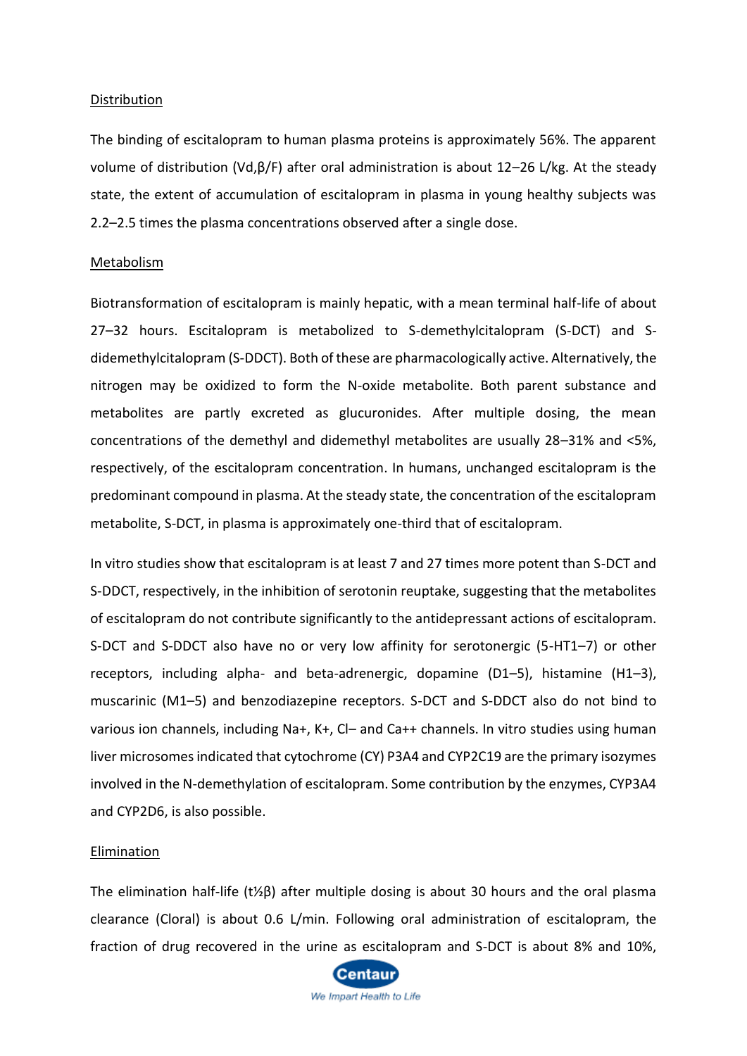## Distribution

The binding of escitalopram to human plasma proteins is approximately 56%. The apparent volume of distribution (Vd,β/F) after oral administration is about 12–26 L/kg. At the steady state, the extent of accumulation of escitalopram in plasma in young healthy subjects was 2.2–2.5 times the plasma concentrations observed after a single dose.

## Metabolism

Biotransformation of escitalopram is mainly hepatic, with a mean terminal half-life of about 27–32 hours. Escitalopram is metabolized to S-demethylcitalopram (S-DCT) and S-didemethylcitalopram (S-DDCT). Both of these are pharmacologically active. Alternatively, the nitrogen may be oxidized to form the N-oxide metabolite. Both parent substance and metabolites are partly excreted as glucuronides. After multiple dosing, the mean concentrations of the demethyl and didemethyl metabolites are usually 28–31% and <5%, respectively, of the escitalopram concentration. In humans, unchanged escitalopram is the predominant compound in plasma. At the steady state, the concentration of the escitalopram metabolite, S-DCT, in plasma is approximately one-third that of escitalopram.

In vitro studies show that escitalopram is at least 7 and 27 times more potent than S-DCT and S-DDCT, respectively, in the inhibition of serotonin reuptake, suggesting that the metabolites of escitalopram do not contribute significantly to the antidepressant actions of escitalopram. S-DCT and S-DDCT also have no or very low affinity for serotonergic (5-HT1–7) or other receptors, including alpha- and beta-adrenergic, dopamine (D1–5), histamine (H1–3), muscarinic (M1–5) and benzodiazepine receptors. S-DCT and S-DDCT also do not bind to various ion channels, including $Na^+$, $K^+$, $Cl^–$ and $Ca^{++}$ channels. In vitro studies using human liver microsomes indicated that cytochrome (CY) P3A4 and CYP2C19 are the primary isozymes involved in the N-demethylation of escitalopram. Some contribution by the enzymes, CYP3A4 and CYP2D6, is also possible.

## Elimination

The elimination half-life (t½β) after multiple dosing is about 30 hours and the oral plasma clearance (Cloral) is about 0.6 L/min. Following oral administration of escitalopram, the fraction of drug recovered in the urine as escitalopram and S-DCT is about 8% and 10%,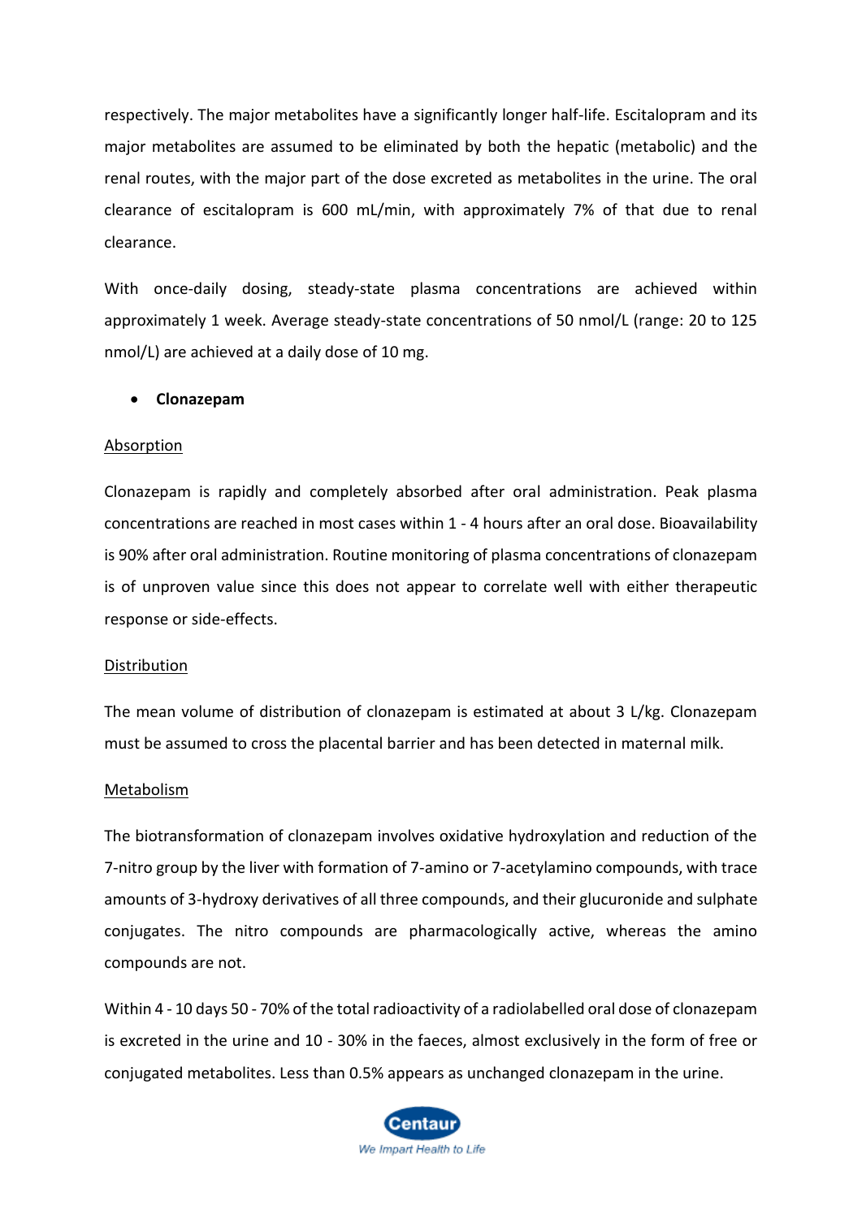respectively. The major metabolites have a significantly longer half-life. Escitalopram and its major metabolites are assumed to be eliminated by both the hepatic (metabolic) and the renal routes, with the major part of the dose excreted as metabolites in the urine. The oral clearance of escitalopram is 600 mL/min, with approximately 7% of that due to renal clearance.

With once-daily dosing, steady-state plasma concentrations are achieved within approximately 1 week. Average steady-state concentrations of 50 nmol/L (range: 20 to 125 nmol/L) are achieved at a daily dose of 10 mg.

- **Clonazepam**

<u>Absorption</u>

Clonazepam is rapidly and completely absorbed after oral administration. Peak plasma concentrations are reached in most cases within 1 - 4 hours after an oral dose. Bioavailability is 90% after oral administration. Routine monitoring of plasma concentrations of clonazepam is of unproven value since this does not appear to correlate well with either therapeutic response or side-effects.

<u>Distribution</u>

The mean volume of distribution of clonazepam is estimated at about 3 L/kg. Clonazepam must be assumed to cross the placental barrier and has been detected in maternal milk.

<u>Metabolism</u>

The biotransformation of clonazepam involves oxidative hydroxylation and reduction of the 7-nitro group by the liver with formation of 7-amino or 7-acetylamino compounds, with trace amounts of 3-hydroxy derivatives of all three compounds, and their glucuronide and sulphate conjugates. The nitro compounds are pharmacologically active, whereas the amino compounds are not.

Within 4 - 10 days 50 - 70% of the total radioactivity of a radiolabelled oral dose of clonazepam is excreted in the urine and 10 - 30% in the faeces, almost exclusively in the form of free or conjugated metabolites. Less than 0.5% appears as unchanged clonazepam in the urine.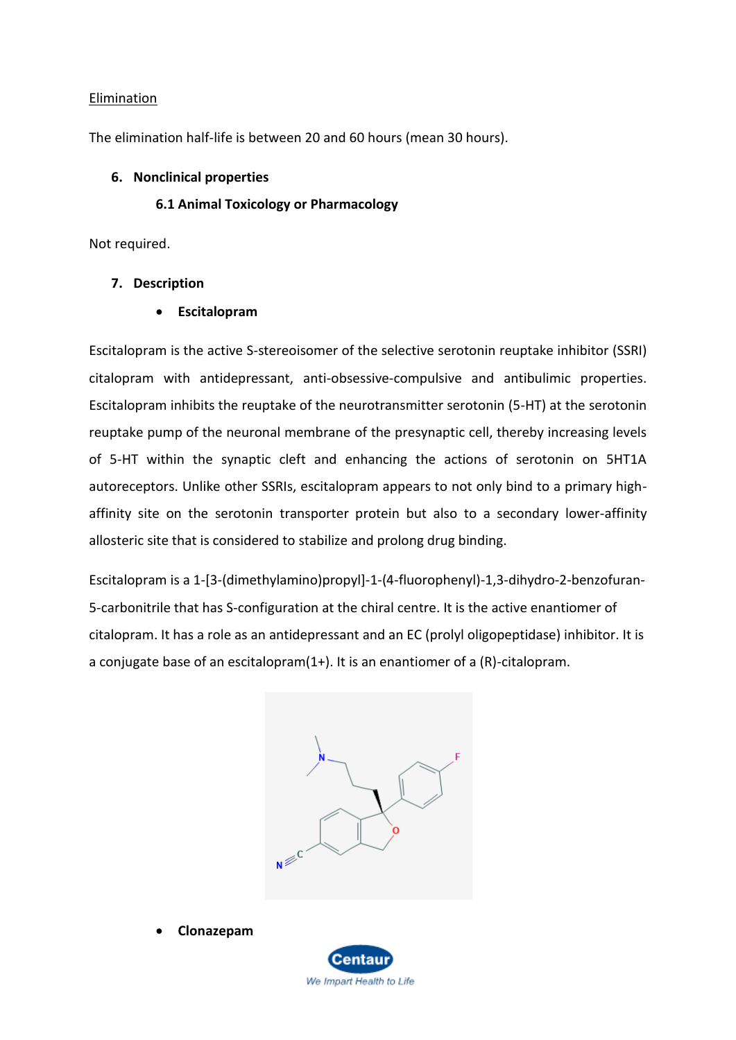Elimination

The elimination half-life is between 20 and 60 hours (mean 30 hours).

## 6. Nonclinical properties

### 6.1 Animal Toxicology or Pharmacology

Not required.

## 7. Description

- **Escitalopram**

Escitalopram is the active S-stereoisomer of the selective serotonin reuptake inhibitor (SSRI) citalopram with antidepressant, anti-obsessive-compulsive and antibulimic properties. Escitalopram inhibits the reuptake of the neurotransmitter serotonin (5-HT) at the serotonin reuptake pump of the neuronal membrane of the presynaptic cell, thereby increasing levels of 5-HT within the synaptic cleft and enhancing the actions of serotonin on 5HT1A autoreceptors. Unlike other SSRIs, escitalopram appears to not only bind to a primary high-affinity site on the serotonin transporter protein but also to a secondary lower-affinity allosteric site that is considered to stabilize and prolong drug binding.

Escitalopram is a 1-[3-(dimethylamino)propyl]-1-(4-fluorophenyl)-1,3-dihydro-2-benzofuran-5-carbonitrile that has S-configuration at the chiral centre. It is the active enantiomer of citalopram. It has a role as an antidepressant and an EC (prolyl oligopeptidase) inhibitor. It is a conjugate base of an escitalopram(1+). It is an enantiomer of a (R)-citalopram.

- **Clonazepam**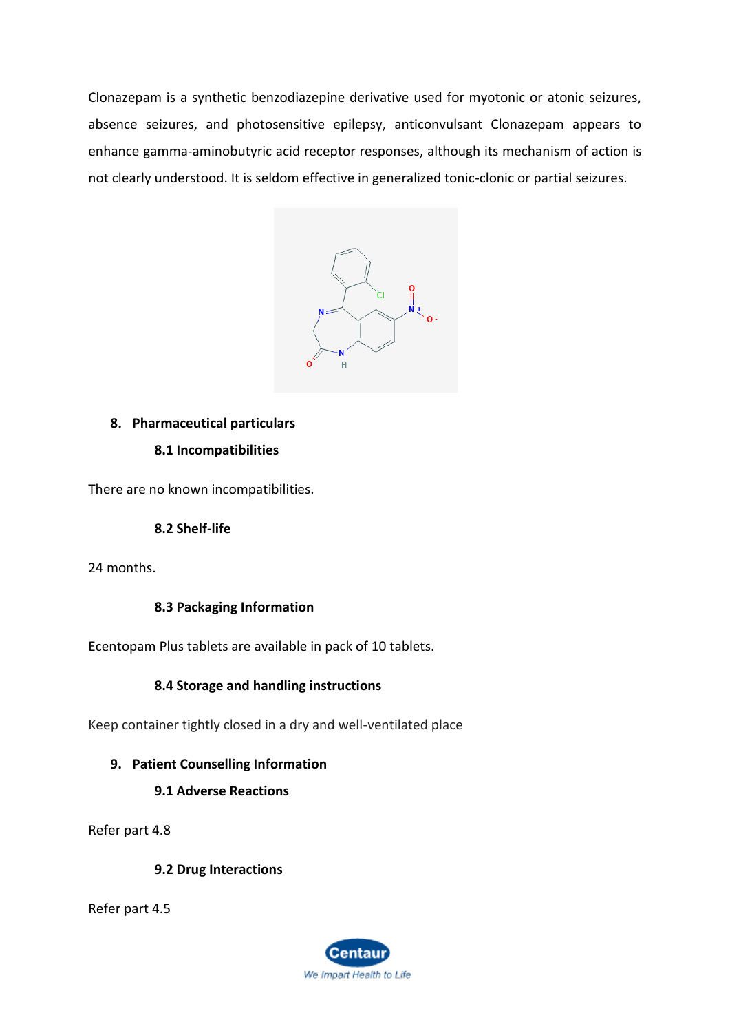Clonazepam is a synthetic benzodiazepine derivative used for myotonic or atonic seizures, absence seizures, and photosensitive epilepsy, anticonvulsant Clonazepam appears to enhance gamma-aminobutyric acid receptor responses, although its mechanism of action is not clearly understood. It is seldom effective in generalized tonic-clonic or partial seizures.

## 8. Pharmaceutical particulars

### 8.1 Incompatibilities

There are no known incompatibilities.

### 8.2 Shelf-life

24 months.

### 8.3 Packaging Information

Ecentopam Plus tablets are available in pack of 10 tablets.

### 8.4 Storage and handling instructions

Keep container tightly closed in a dry and well-ventilated place

## 9. Patient Counselling Information

### 9.1 Adverse Reactions

Refer part 4.8

### 9.2 Drug Interactions

Refer part 4.5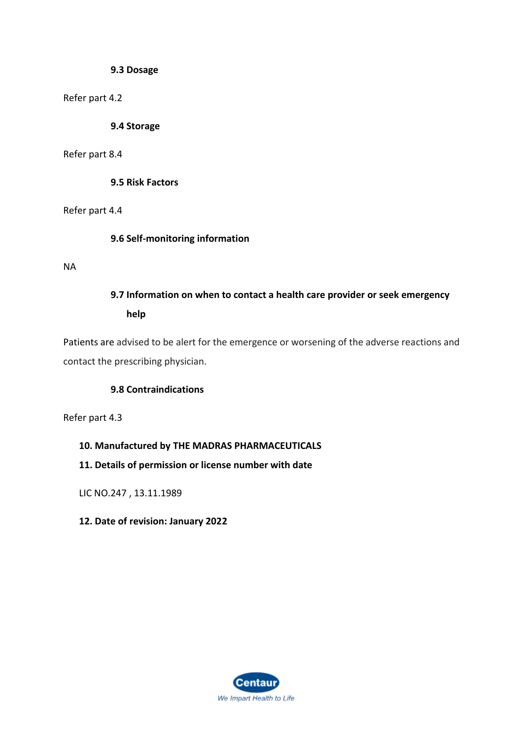### 9.3 Dosage

Refer part 4.2

### 9.4 Storage

Refer part 8.4

### 9.5 Risk Factors

Refer part 4.4

### 9.6 Self-monitoring information

NA

### 9.7 Information on when to contact a health care provider or seek emergency help

Patients are advised to be alert for the emergence or worsening of the adverse reactions and contact the prescribing physician.

### 9.8 Contraindications

Refer part 4.3

## 10. Manufactured by THE MADRAS PHARMACEUTICALS

## 11. Details of permission or license number with date

LIC NO.247 , 13.11.1989

## 12. Date of revision: January 2022